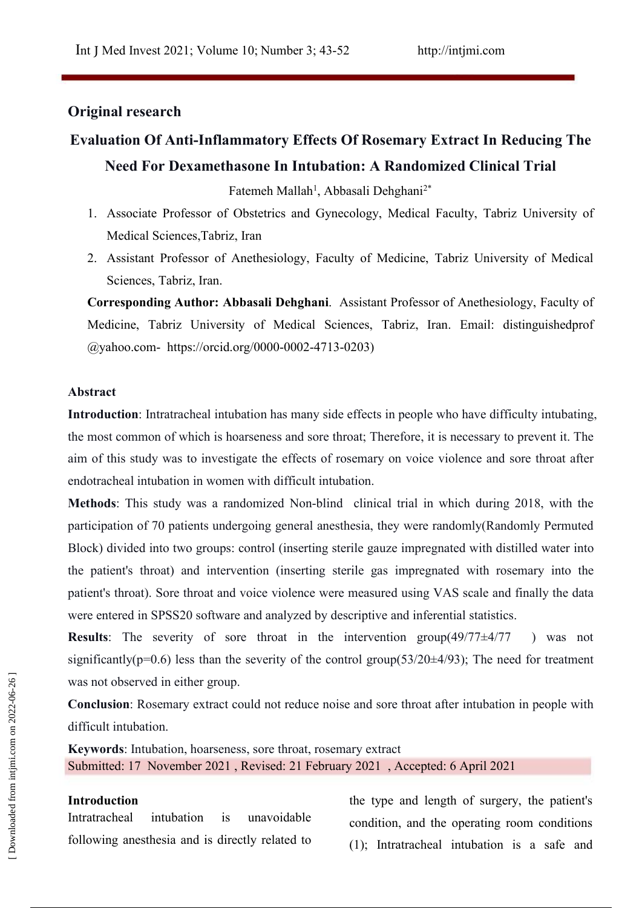## Original research

# Evaluation Of Anti-Inflammatory Effects Of Rosemary Extract In Reducing The Need For Dexamethasone In Intubation: A Randomized Clinical Trial

Fatemeh Mallah[1], Abbasali Dehghani[2*]

1. Associate Professor of Obstetrics and Gynecology, Medical Faculty, Tabriz University of Medical Sciences,Tabriz, Iran
2. Assistant Professor of Anethesiology, Faculty of Medicine, Tabriz University of Medical Sciences, Tabriz, Iran.

**Corresponding Author: Abbasali Dehghani**. Assistant Professor of Anethesiology, Faculty of Medicine, Tabriz University of Medical Sciences, Tabriz, Iran. Email: distinguishedprof @yahoo.com- https://orcid.org/0000-0002-4713-0203)

### Abstract

**Introduction**: Intratracheal intubation has many side effects in people who have difficulty intubating, the most common of which is hoarseness and sore throat; Therefore, it is necessary to prevent it. The aim of this study was to investigate the effects of rosemary on voice violence and sore throat after endotracheal intubation in women with difficult intubation.

**Methods**: This study was a randomized Non-blind clinical trial in which during 2018, with the participation of 70 patients undergoing general anesthesia, they were randomly(Randomly Permuted Block) divided into two groups: control (inserting sterile gauze impregnated with distilled water into the patient's throat) and intervention (inserting sterile gas impregnated with rosemary into the patient's throat). Sore throat and voice violence were measured using VAS scale and finally the data were entered in SPSS20 software and analyzed by descriptive and inferential statistics.

**Results**: The severity of sore throat in the intervention group(49/77±4/77 ) was not significantly(p=0.6) less than the severity of the control group(53/20±4/93); The need for treatment was not observed in either group.

**Conclusion**: Rosemary extract could not reduce noise and sore throat after intubation in people with difficult intubation.

**Keywords**: Intubation, hoarseness, sore throat, rosemary extract

Submitted: 17 November 2021 , Revised: 21 February 2021 , Accepted: 6 April 2021

### Introduction

Intratracheal intubation is unavoidable following anesthesia and is directly related to the type and length of surgery, the patient's condition, and the operating room conditions (1); Intratracheal intubation is a safe and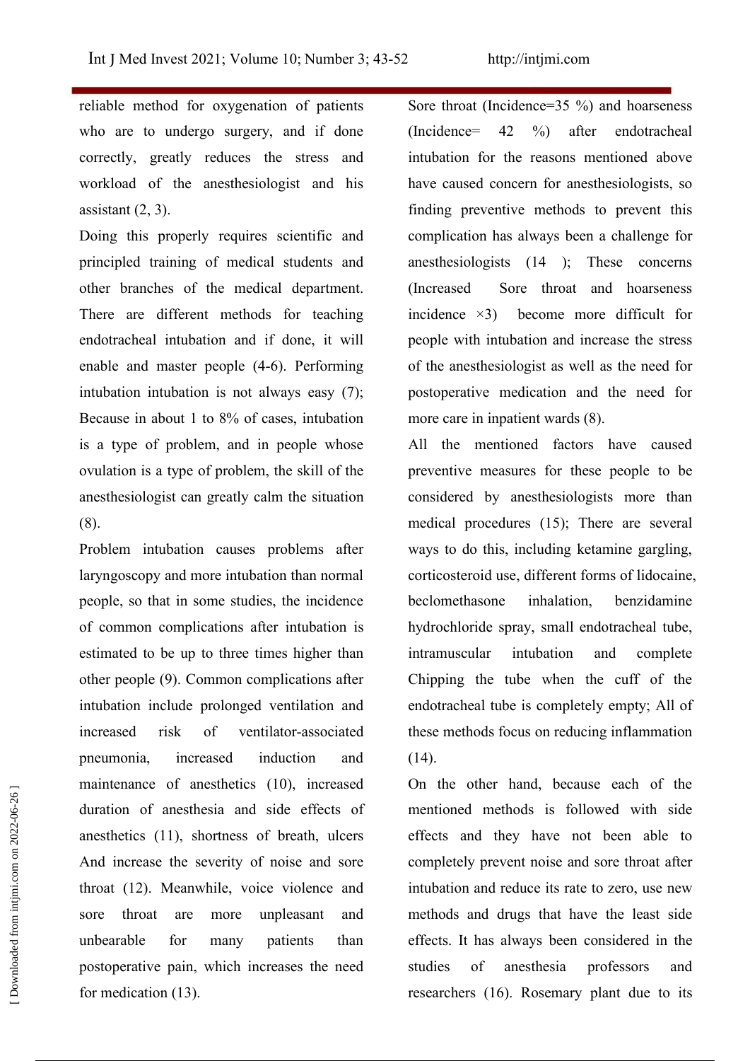reliable method for oxygenation of patients who are to undergo surgery, and if done correctly, greatly reduces the stress and workload of the anesthesiologist and his assistant (2, 3).

Doing this properly requires scientific and principled training of medical students and other branches of the medical department. There are different methods for teaching endotracheal intubation and if done, it will enable and master people (4-6). Performing intubation intubation is not always easy (7); Because in about 1 to 8% of cases, intubation is a type of problem, and in people whose ovulation is a type of problem, the skill of the anesthesiologist can greatly calm the situation (8).

Problem intubation causes problems after laryngoscopy and more intubation than normal people, so that in some studies, the incidence of common complications after intubation is estimated to be up to three times higher than other people (9). Common complications after intubation include prolonged ventilation and increased risk of ventilator-associated pneumonia, increased induction and maintenance of anesthetics (10), increased duration of anesthesia and side effects of anesthetics (11), shortness of breath, ulcers And increase the severity of noise and sore throat (12). Meanwhile, voice violence and sore throat are more unpleasant and unbearable for many patients than postoperative pain, which increases the need for medication (13).

Sore throat (Incidence=35 %) and hoarseness (Incidence= 42 %) after endotracheal intubation for the reasons mentioned above have caused concern for anesthesiologists, so finding preventive methods to prevent this complication has always been a challenge for anesthesiologists (14 ); These concerns (Increased Sore throat and hoarseness incidence ×3) become more difficult for people with intubation and increase the stress of the anesthesiologist as well as the need for postoperative medication and the need for more care in inpatient wards (8).

All the mentioned factors have caused preventive measures for these people to be considered by anesthesiologists more than medical procedures (15); There are several ways to do this, including ketamine gargling, corticosteroid use, different forms of lidocaine, beclomethasone inhalation, benzidamine hydrochloride spray, small endotracheal tube, intramuscular intubation and complete Chipping the tube when the cuff of the endotracheal tube is completely empty; All of these methods focus on reducing inflammation (14).

On the other hand, because each of the mentioned methods is followed with side effects and they have not been able to completely prevent noise and sore throat after intubation and reduce its rate to zero, use new methods and drugs that have the least side effects. It has always been considered in the studies of anesthesia professors and researchers (16). Rosemary plant due to its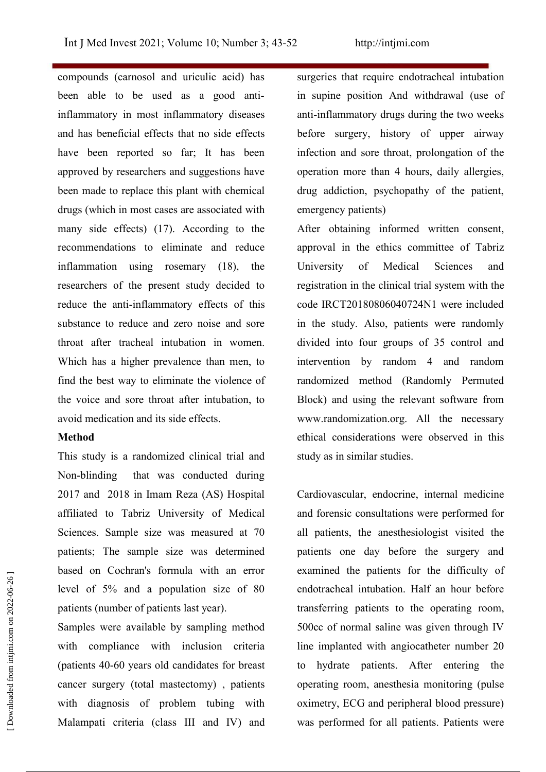compounds (carnosol and uriculic acid) has been able to be used as a good anti-inflammatory in most inflammatory diseases and has beneficial effects that no side effects have been reported so far; It has been approved by researchers and suggestions have been made to replace this plant with chemical drugs (which in most cases are associated with many side effects) (17). According to the recommendations to eliminate and reduce inflammation using rosemary (18), the researchers of the present study decided to reduce the anti-inflammatory effects of this substance to reduce and zero noise and sore throat after tracheal intubation in women. Which has a higher prevalence than men, to find the best way to eliminate the violence of the voice and sore throat after intubation, to avoid medication and its side effects.

**Method**

This study is a randomized clinical trial and Non-blinding that was conducted during 2017 and 2018 in Imam Reza (AS) Hospital affiliated to Tabriz University of Medical Sciences. Sample size was measured at 70 patients; The sample size was determined based on Cochran's formula with an error level of 5% and a population size of 80 patients (number of patients last year).

Samples were available by sampling method with compliance with inclusion criteria (patients 40-60 years old candidates for breast cancer surgery (total mastectomy) , patients with diagnosis of problem tubing with Malampati criteria (class III and IV) and surgeries that require endotracheal intubation in supine position And withdrawal (use of anti-inflammatory drugs during the two weeks before surgery, history of upper airway infection and sore throat, prolongation of the operation more than 4 hours, daily allergies, drug addiction, psychopathy of the patient, emergency patients)

After obtaining informed written consent, approval in the ethics committee of Tabriz University of Medical Sciences and registration in the clinical trial system with the code IRCT20180806040724N1 were included in the study. Also, patients were randomly divided into four groups of 35 control and intervention by random 4 and random randomized method (Randomly Permuted Block) and using the relevant software from www.randomization.org. All the necessary ethical considerations were observed in this study as in similar studies.

Cardiovascular, endocrine, internal medicine and forensic consultations were performed for all patients, the anesthesiologist visited the patients one day before the surgery and examined the patients for the difficulty of endotracheal intubation. Half an hour before transferring patients to the operating room, 500cc of normal saline was given through IV line implanted with angiocatheter number 20 to hydrate patients. After entering the operating room, anesthesia monitoring (pulse oximetry, ECG and peripheral blood pressure) was performed for all patients. Patients were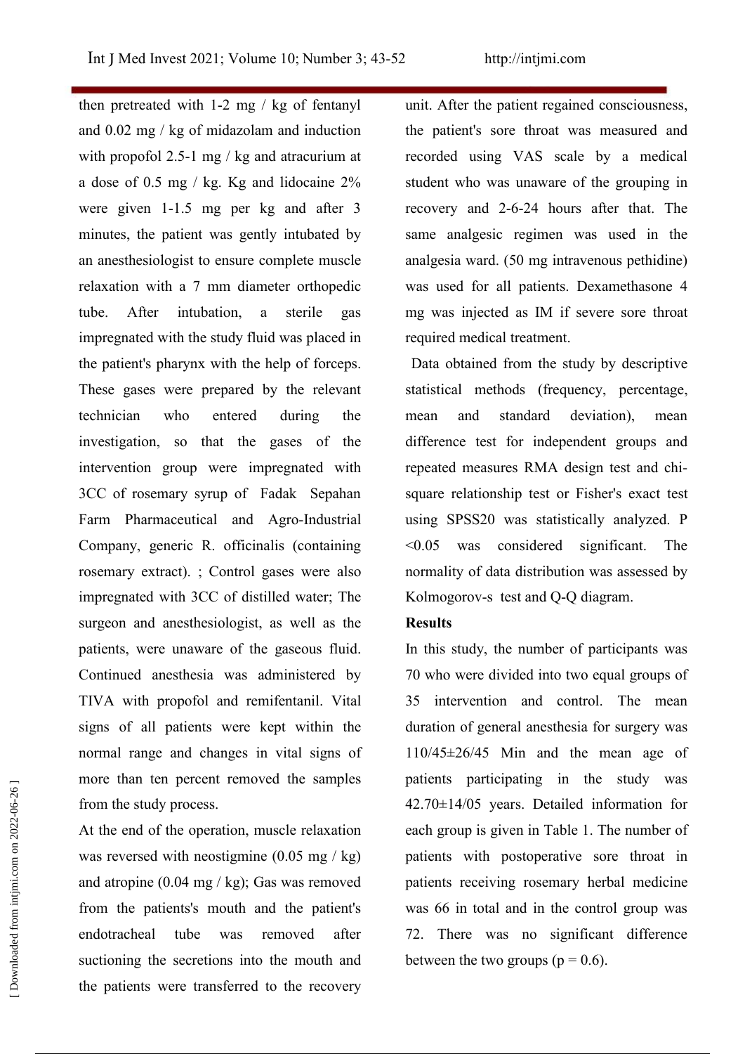then pretreated with 1-2 mg / kg of fentanyl and 0.02 mg / kg of midazolam and induction with propofol 2.5-1 mg / kg and atracurium at a dose of 0.5 mg / kg. Kg and lidocaine 2% were given 1-1.5 mg per kg and after 3 minutes, the patient was gently intubated by an anesthesiologist to ensure complete muscle relaxation with a 7 mm diameter orthopedic tube. After intubation, a sterile gas impregnated with the study fluid was placed in the patient's pharynx with the help of forceps. These gases were prepared by the relevant technician who entered during the investigation, so that the gases of the intervention group were impregnated with 3CC of rosemary syrup of Fadak Sepahan Farm Pharmaceutical and Agro-Industrial Company, generic R. officinalis (containing rosemary extract). ; Control gases were also impregnated with 3CC of distilled water; The surgeon and anesthesiologist, as well as the patients, were unaware of the gaseous fluid. Continued anesthesia was administered by TIVA with propofol and remifentanil. Vital signs of all patients were kept within the normal range and changes in vital signs of more than ten percent removed the samples from the study process.

At the end of the operation, muscle relaxation was reversed with neostigmine (0.05 mg / kg) and atropine (0.04 mg / kg); Gas was removed from the patients's mouth and the patient's endotracheal tube was removed after suctioning the secretions into the mouth and the patients were transferred to the recovery unit. After the patient regained consciousness, the patient's sore throat was measured and recorded using VAS scale by a medical student who was unaware of the grouping in recovery and 2-6-24 hours after that. The same analgesic regimen was used in the analgesia ward. (50 mg intravenous pethidine) was used for all patients. Dexamethasone 4 mg was injected as IM if severe sore throat required medical treatment.

Data obtained from the study by descriptive statistical methods (frequency, percentage, mean and standard deviation), mean difference test for independent groups and repeated measures RMA design test and chi-square relationship test or Fisher's exact test using SPSS20 was statistically analyzed. P <0.05 was considered significant. The normality of data distribution was assessed by Kolmogorov-s test and Q-Q diagram.

## Results

In this study, the number of participants was 70 who were divided into two equal groups of 35 intervention and control. The mean duration of general anesthesia for surgery was 110/45±26/45 Min and the mean age of patients participating in the study was 42.70±14/05 years. Detailed information for each group is given in Table 1. The number of patients with postoperative sore throat in patients receiving rosemary herbal medicine was 66 in total and in the control group was 72. There was no significant difference between the two groups (p = 0.6).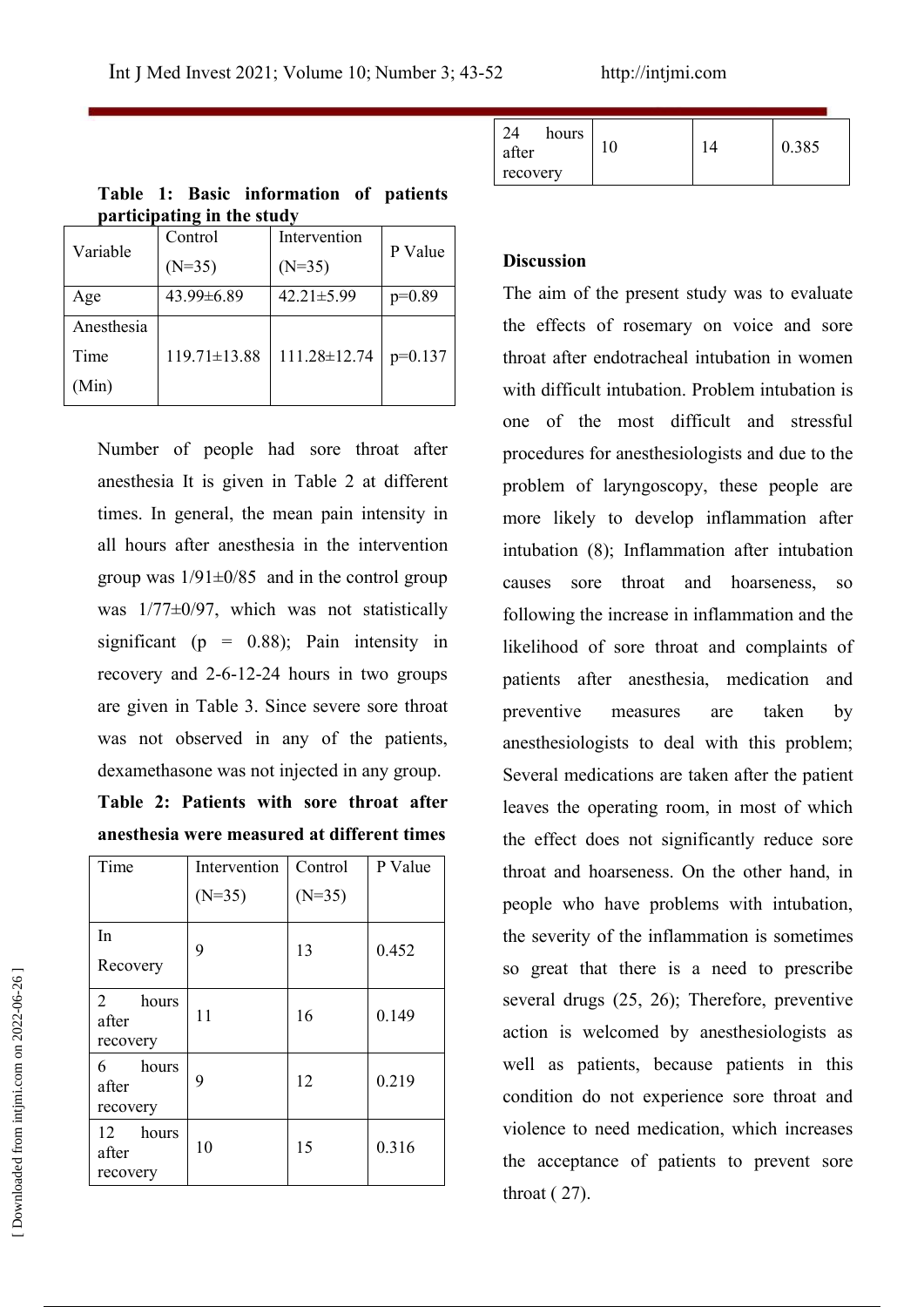**Table 1: Basic information of patients participating in the study**

| Variable | Control (N=35) | Intervention (N=35) | P Value |
|---|---|---|---|
| Age | 43.99±6.89 | 42.21±5.99 | p=0.89 |
| Anesthesia Time (Min) | 119.71±13.88 | 111.28±12.74 | p=0.137 |

Number of people had sore throat after anesthesia It is given in Table 2 at different times. In general, the mean pain intensity in all hours after anesthesia in the intervention group was 1/91±0/85 and in the control group was 1/77±0/97, which was not statistically significant (p = 0.88); Pain intensity in recovery and 2-6-12-24 hours in two groups are given in Table 3. Since severe sore throat was not observed in any of the patients, dexamethasone was not injected in any group.

**Table 2: Patients with sore throat after anesthesia were measured at different times**

| Time | Intervention (N=35) | Control (N=35) | P Value |
|---|---|---|---|
| In Recovery | 9 | 13 | 0.452 |
| 2 hours after recovery | 11 | 16 | 0.149 |
| 6 hours after recovery | 9 | 12 | 0.219 |
| 12 hours after recovery | 10 | 15 | 0.316 |
| 24 hours after recovery | 10 | 14 | 0.385 |

## Discussion

The aim of the present study was to evaluate the effects of rosemary on voice and sore throat after endotracheal intubation in women with difficult intubation. Problem intubation is one of the most difficult and stressful procedures for anesthesiologists and due to the problem of laryngoscopy, these people are more likely to develop inflammation after intubation (8); Inflammation after intubation causes sore throat and hoarseness, so following the increase in inflammation and the likelihood of sore throat and complaints of patients after anesthesia, medication and preventive measures are taken by anesthesiologists to deal with this problem; Several medications are taken after the patient leaves the operating room, in most of which the effect does not significantly reduce sore throat and hoarseness. On the other hand, in people who have problems with intubation, the severity of the inflammation is sometimes so great that there is a need to prescribe several drugs (25, 26); Therefore, preventive action is welcomed by anesthesiologists as well as patients, because patients in this condition do not experience sore throat and violence to need medication, which increases the acceptance of patients to prevent sore throat ( 27).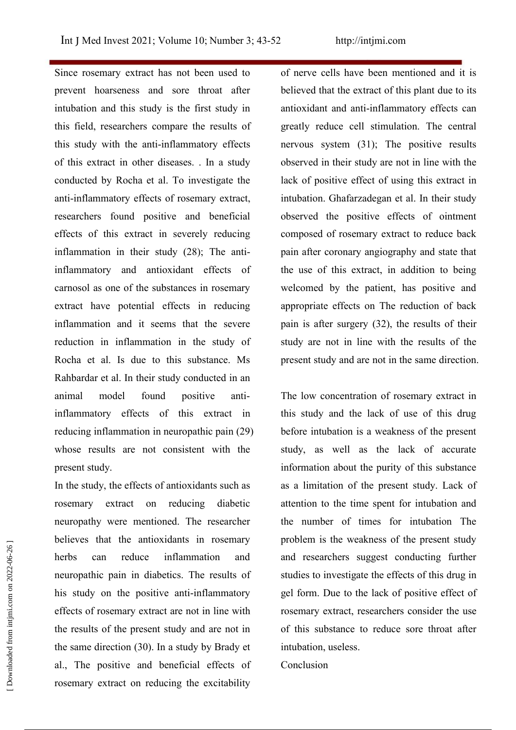Since rosemary extract has not been used to prevent hoarseness and sore throat after intubation and this study is the first study in this field, researchers compare the results of this study with the anti-inflammatory effects of this extract in other diseases. . In a study conducted by Rocha et al. To investigate the anti-inflammatory effects of rosemary extract, researchers found positive and beneficial effects of this extract in severely reducing inflammation in their study (28); The anti-inflammatory and antioxidant effects of carnosol as one of the substances in rosemary extract have potential effects in reducing inflammation and it seems that the severe reduction in inflammation in the study of Rocha et al. Is due to this substance. Ms Rahbardar et al. In their study conducted in an animal model found positive anti-inflammatory effects of this extract in reducing inflammation in neuropathic pain (29) whose results are not consistent with the present study.

In the study, the effects of antioxidants such as rosemary extract on reducing diabetic neuropathy were mentioned. The researcher believes that the antioxidants in rosemary herbs can reduce inflammation and neuropathic pain in diabetics. The results of his study on the positive anti-inflammatory effects of rosemary extract are not in line with the results of the present study and are not in the same direction (30). In a study by Brady et al., The positive and beneficial effects of rosemary extract on reducing the excitability of nerve cells have been mentioned and it is believed that the extract of this plant due to its antioxidant and anti-inflammatory effects can greatly reduce cell stimulation. The central nervous system (31); The positive results observed in their study are not in line with the lack of positive effect of using this extract in intubation. Ghafarzadegan et al. In their study observed the positive effects of ointment composed of rosemary extract to reduce back pain after coronary angiography and state that the use of this extract, in addition to being welcomed by the patient, has positive and appropriate effects on The reduction of back pain is after surgery (32), the results of their study are not in line with the results of the present study and are not in the same direction.

The low concentration of rosemary extract in this study and the lack of use of this drug before intubation is a weakness of the present study, as well as the lack of accurate information about the purity of this substance as a limitation of the present study. Lack of attention to the time spent for intubation and the number of times for intubation The problem is the weakness of the present study and researchers suggest conducting further studies to investigate the effects of this drug in gel form. Due to the lack of positive effect of rosemary extract, researchers consider the use of this substance to reduce sore throat after intubation, useless.

## Conclusion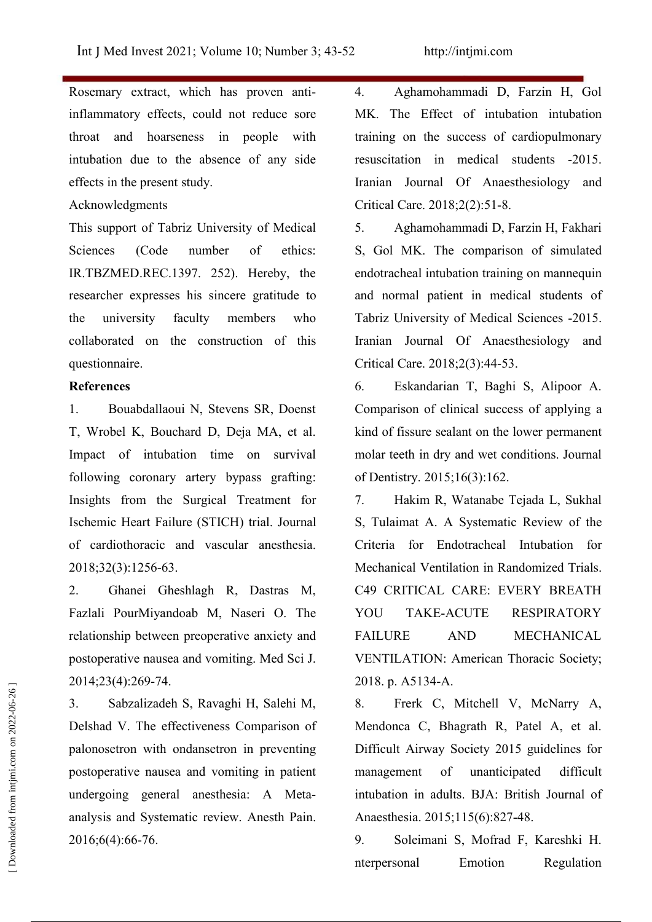Rosemary extract, which has proven anti-inflammatory effects, could not reduce sore throat and hoarseness in people with intubation due to the absence of any side effects in the present study.

Acknowledgments

This support of Tabriz University of Medical Sciences (Code number of ethics: IR.TBZMED.REC.1397. 252). Hereby, the researcher expresses his sincere gratitude to the university faculty members who collaborated on the construction of this questionnaire.

**References**

1. Bouabdallaoui N, Stevens SR, Doenst T, Wrobel K, Bouchard D, Deja MA, et al. Impact of intubation time on survival following coronary artery bypass grafting: Insights from the Surgical Treatment for Ischemic Heart Failure (STICH) trial. Journal of cardiothoracic and vascular anesthesia. 2018;32(3):1256-63.

2. Ghanei Gheshlagh R, Dastras M, Fazlali PourMiyandoab M, Naseri O. The relationship between preoperative anxiety and postoperative nausea and vomiting. Med Sci J. 2014;23(4):269-74.

3. Sabzalizadeh S, Ravaghi H, Salehi M, Delshad V. The effectiveness Comparison of palonosetron with ondansetron in preventing postoperative nausea and vomiting in patient undergoing general anesthesia: A Meta-analysis and Systematic review. Anesth Pain. 2016;6(4):66-76.

4. Aghamohammadi D, Farzin H, Gol MK. The Effect of intubation intubation training on the success of cardiopulmonary resuscitation in medical students -2015. Iranian Journal Of Anaesthesiology and Critical Care. 2018;2(2):51-8.

5. Aghamohammadi D, Farzin H, Fakhari S, Gol MK. The comparison of simulated endotracheal intubation training on mannequin and normal patient in medical students of Tabriz University of Medical Sciences -2015. Iranian Journal Of Anaesthesiology and Critical Care. 2018;2(3):44-53.

6. Eskandarian T, Baghi S, Alipoor A. Comparison of clinical success of applying a kind of fissure sealant on the lower permanent molar teeth in dry and wet conditions. Journal of Dentistry. 2015;16(3):162.

7. Hakim R, Watanabe Tejada L, Sukhal S, Tulaimat A. A Systematic Review of the Criteria for Endotracheal Intubation for Mechanical Ventilation in Randomized Trials. C49 CRITICAL CARE: EVERY BREATH YOU TAKE-ACUTE RESPIRATORY FAILURE AND MECHANICAL VENTILATION: American Thoracic Society; 2018. p. A5134-A.

8. Frerk C, Mitchell V, McNarry A, Mendonca C, Bhagrath R, Patel A, et al. Difficult Airway Society 2015 guidelines for management of unanticipated difficult intubation in adults. BJA: British Journal of Anaesthesia. 2015;115(6):827-48.

9. Soleimani S, Mofrad F, Kareshki H. nterpersonal Emotion Regulation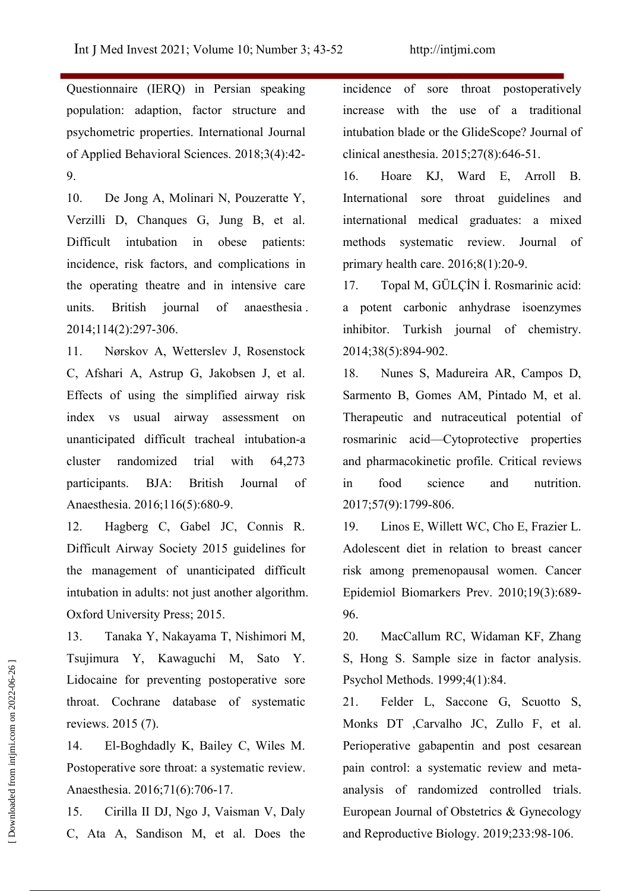Questionnaire (IERQ) in Persian speaking population: adaption, factor structure and psychometric properties. International Journal of Applied Behavioral Sciences. 2018;3(4):42-9.

10. De Jong A, Molinari N, Pouzeratte Y, Verzilli D, Chanques G, Jung B, et al. Difficult intubation in obese patients: incidence, risk factors, and complications in the operating theatre and in intensive care units. British journal of anaesthesia. 2014;114(2):297-306.

11. Nørskov A, Wetterslev J, Rosenstock C, Afshari A, Astrup G, Jakobsen J, et al. Effects of using the simplified airway risk index vs usual airway assessment on unanticipated difficult tracheal intubation-a cluster randomized trial with 64,273 participants. BJA: British Journal of Anaesthesia. 2016;116(5):680-9.

12. Hagberg C, Gabel JC, Connis R. Difficult Airway Society 2015 guidelines for the management of unanticipated difficult intubation in adults: not just another algorithm. Oxford University Press; 2015.

13. Tanaka Y, Nakayama T, Nishimori M, Tsujimura Y, Kawaguchi M, Sato Y. Lidocaine for preventing postoperative sore throat. Cochrane database of systematic reviews. 2015 (7).

14. El-Boghdadly K, Bailey C, Wiles M. Postoperative sore throat: a systematic review. Anaesthesia. 2016;71(6):706-17.

15. Cirilla II DJ, Ngo J, Vaisman V, Daly C, Ata A, Sandison M, et al. Does the incidence of sore throat postoperatively increase with the use of a traditional intubation blade or the GlideScope? Journal of clinical anesthesia. 2015;27(8):646-51.

16. Hoare KJ, Ward E, Arroll B. International sore throat guidelines and international medical graduates: a mixed methods systematic review. Journal of primary health care. 2016;8(1):20-9.

17. Topal M, GÜLÇİN İ. Rosmarinic acid: a potent carbonic anhydrase isoenzymes inhibitor. Turkish journal of chemistry. 2014;38(5):894-902.

18. Nunes S, Madureira AR, Campos D, Sarmento B, Gomes AM, Pintado M, et al. Therapeutic and nutraceutical potential of rosmarinic acid—Cytoprotective properties and pharmacokinetic profile. Critical reviews in food science and nutrition. 2017;57(9):1799-806.

19. Linos E, Willett WC, Cho E, Frazier L. Adolescent diet in relation to breast cancer risk among premenopausal women. Cancer Epidemiol Biomarkers Prev. 2010;19(3):689-96.

20. MacCallum RC, Widaman KF, Zhang S, Hong S. Sample size in factor analysis. Psychol Methods. 1999;4(1):84.

21. Felder L, Saccone G, Scuotto S, Monks DT ,Carvalho JC, Zullo F, et al. Perioperative gabapentin and post cesarean pain control: a systematic review and meta-analysis of randomized controlled trials. European Journal of Obstetrics & Gynecology and Reproductive Biology. 2019;233:98-106.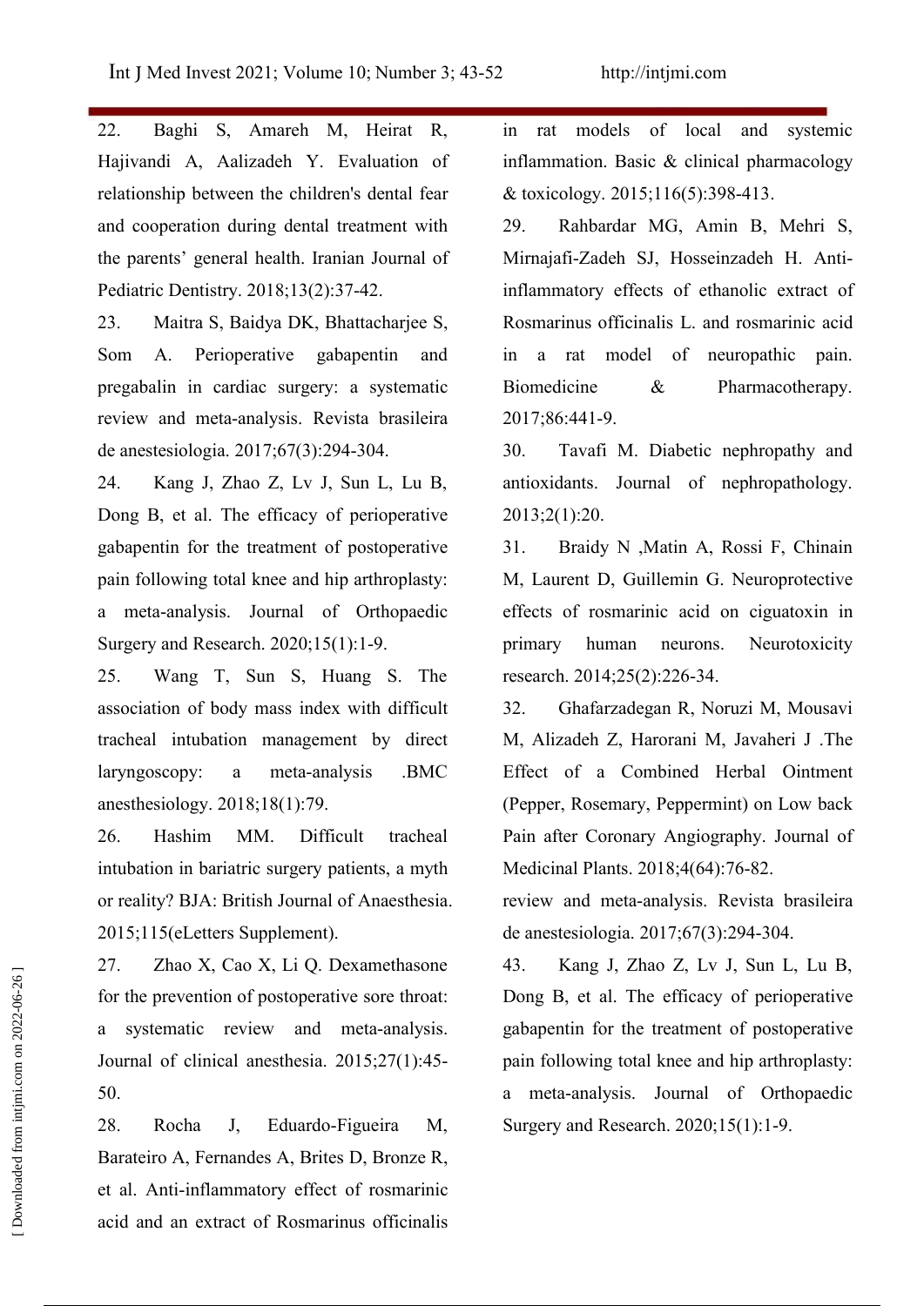22. Baghi S, Amareh M, Heirat R, Hajivandi A, Aalizadeh Y. Evaluation of relationship between the children's dental fear and cooperation during dental treatment with the parents' general health. Iranian Journal of Pediatric Dentistry. 2018;13(2):37-42.

23. Maitra S, Baidya DK, Bhattacharjee S, Som A. Perioperative gabapentin and pregabalin in cardiac surgery: a systematic review and meta-analysis. Revista brasileira de anestesiologia. 2017;67(3):294-304.

24. Kang J, Zhao Z, Lv J, Sun L, Lu B, Dong B, et al. The efficacy of perioperative gabapentin for the treatment of postoperative pain following total knee and hip arthroplasty: a meta-analysis. Journal of Orthopaedic Surgery and Research. 2020;15(1):1-9.

25. Wang T, Sun S, Huang S. The association of body mass index with difficult tracheal intubation management by direct laryngoscopy: a meta-analysis .BMC anesthesiology. 2018;18(1):79.

26. Hashim MM. Difficult tracheal intubation in bariatric surgery patients, a myth or reality? BJA: British Journal of Anaesthesia. 2015;115(eLetters Supplement).

27. Zhao X, Cao X, Li Q. Dexamethasone for the prevention of postoperative sore throat: a systematic review and meta-analysis. Journal of clinical anesthesia. 2015;27(1):45-50.

28. Rocha J, Eduardo-Figueira M, Barateiro A, Fernandes A, Brites D, Bronze R, et al. Anti-inflammatory effect of rosmarinic acid and an extract of Rosmarinus officinalis in rat models of local and systemic inflammation. Basic & clinical pharmacology & toxicology. 2015;116(5):398-413.

29. Rahbardar MG, Amin B, Mehri S, Mirnajafi-Zadeh SJ, Hosseinzadeh H. Anti-inflammatory effects of ethanolic extract of Rosmarinus officinalis L. and rosmarinic acid in a rat model of neuropathic pain. Biomedicine & Pharmacotherapy. 2017;86:441-9.

30. Tavafi M. Diabetic nephropathy and antioxidants. Journal of nephropathology. 2013;2(1):20.

31. Braidy N ,Matin A, Rossi F, Chinain M, Laurent D, Guillemin G. Neuroprotective effects of rosmarinic acid on ciguatoxin in primary human neurons. Neurotoxicity research. 2014;25(2):226-34.

32. Ghafarzadegan R, Noruzi M, Mousavi M, Alizadeh Z, Harorani M, Javaheri J .The Effect of a Combined Herbal Ointment (Pepper, Rosemary, Peppermint) on Low back Pain after Coronary Angiography. Journal of Medicinal Plants. 2018;4(64):76-82.

review and meta-analysis. Revista brasileira de anestesiologia. 2017;67(3):294-304.

43. Kang J, Zhao Z, Lv J, Sun L, Lu B, Dong B, et al. The efficacy of perioperative gabapentin for the treatment of postoperative pain following total knee and hip arthroplasty: a meta-analysis. Journal of Orthopaedic Surgery and Research. 2020;15(1):1-9.